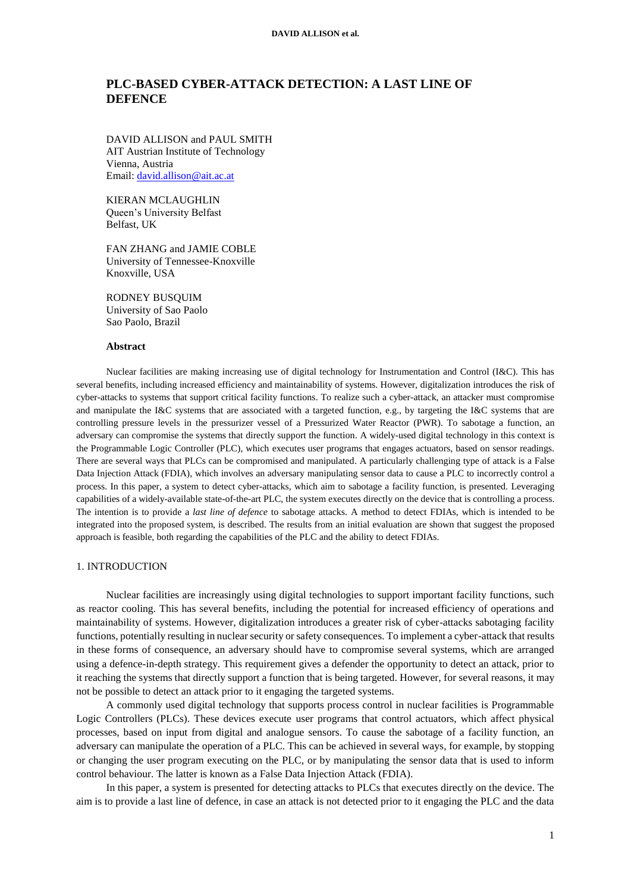# PLC-BASED CYBER-ATTACK DETECTION: A LAST LINE OF DEFENCE

DAVID ALLISON and PAUL SMITH
AIT Austrian Institute of Technology
Vienna, Austria
Email: david.allison@ait.ac.at

KIERAN MCLAUGHLIN
Queen's University Belfast
Belfast, UK

FAN ZHANG and JAMIE COBLE
University of Tennessee-Knoxville
Knoxville, USA

RODNEY BUSQUIM
University of Sao Paolo
Sao Paolo, Brazil

### Abstract

Nuclear facilities are making increasing use of digital technology for Instrumentation and Control (I&C). This has several benefits, including increased efficiency and maintainability of systems. However, digitalization introduces the risk of cyber-attacks to systems that support critical facility functions. To realize such a cyber-attack, an attacker must compromise and manipulate the I&C systems that are associated with a targeted function, e.g., by targeting the I&C systems that are controlling pressure levels in the pressurizer vessel of a Pressurized Water Reactor (PWR). To sabotage a function, an adversary can compromise the systems that directly support the function. A widely-used digital technology in this context is the Programmable Logic Controller (PLC), which executes user programs that engages actuators, based on sensor readings. There are several ways that PLCs can be compromised and manipulated. A particularly challenging type of attack is a False Data Injection Attack (FDIA), which involves an adversary manipulating sensor data to cause a PLC to incorrectly control a process. In this paper, a system to detect cyber-attacks, which aim to sabotage a facility function, is presented. Leveraging capabilities of a widely-available state-of-the-art PLC, the system executes directly on the device that is controlling a process. The intention is to provide a *last line of defence* to sabotage attacks. A method to detect FDIAs, which is intended to be integrated into the proposed system, is described. The results from an initial evaluation are shown that suggest the proposed approach is feasible, both regarding the capabilities of the PLC and the ability to detect FDIAs.

## 1. INTRODUCTION

Nuclear facilities are increasingly using digital technologies to support important facility functions, such as reactor cooling. This has several benefits, including the potential for increased efficiency of operations and maintainability of systems. However, digitalization introduces a greater risk of cyber-attacks sabotaging facility functions, potentially resulting in nuclear security or safety consequences. To implement a cyber-attack that results in these forms of consequence, an adversary should have to compromise several systems, which are arranged using a defence-in-depth strategy. This requirement gives a defender the opportunity to detect an attack, prior to it reaching the systems that directly support a function that is being targeted. However, for several reasons, it may not be possible to detect an attack prior to it engaging the targeted systems.

A commonly used digital technology that supports process control in nuclear facilities is Programmable Logic Controllers (PLCs). These devices execute user programs that control actuators, which affect physical processes, based on input from digital and analogue sensors. To cause the sabotage of a facility function, an adversary can manipulate the operation of a PLC. This can be achieved in several ways, for example, by stopping or changing the user program executing on the PLC, or by manipulating the sensor data that is used to inform control behaviour. The latter is known as a False Data Injection Attack (FDIA).

In this paper, a system is presented for detecting attacks to PLCs that executes directly on the device. The aim is to provide a last line of defence, in case an attack is not detected prior to it engaging the PLC and the data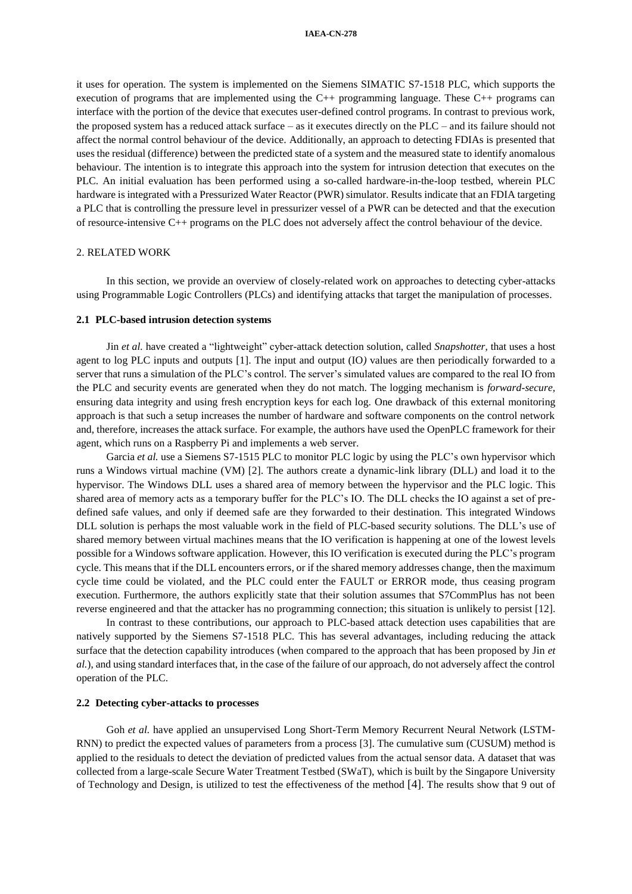it uses for operation. The system is implemented on the Siemens SIMATIC S7-1518 PLC, which supports the execution of programs that are implemented using the C++ programming language. These C++ programs can interface with the portion of the device that executes user-defined control programs. In contrast to previous work, the proposed system has a reduced attack surface – as it executes directly on the PLC – and its failure should not affect the normal control behaviour of the device. Additionally, an approach to detecting FDIAs is presented that uses the residual (difference) between the predicted state of a system and the measured state to identify anomalous behaviour. The intention is to integrate this approach into the system for intrusion detection that executes on the PLC. An initial evaluation has been performed using a so-called hardware-in-the-loop testbed, wherein PLC hardware is integrated with a Pressurized Water Reactor (PWR) simulator. Results indicate that an FDIA targeting a PLC that is controlling the pressure level in pressurizer vessel of a PWR can be detected and that the execution of resource-intensive C++ programs on the PLC does not adversely affect the control behaviour of the device.

## 2. RELATED WORK

In this section, we provide an overview of closely-related work on approaches to detecting cyber-attacks using Programmable Logic Controllers (PLCs) and identifying attacks that target the manipulation of processes.

### 2.1 PLC-based intrusion detection systems

Jin *et al.* have created a "lightweight" cyber-attack detection solution, called *Snapshotter*, that uses a host agent to log PLC inputs and outputs [1]. The input and output (IO) values are then periodically forwarded to a server that runs a simulation of the PLC's control. The server's simulated values are compared to the real IO from the PLC and security events are generated when they do not match. The logging mechanism is *forward-secure*, ensuring data integrity and using fresh encryption keys for each log. One drawback of this external monitoring approach is that such a setup increases the number of hardware and software components on the control network and, therefore, increases the attack surface. For example, the authors have used the OpenPLC framework for their agent, which runs on a Raspberry Pi and implements a web server.

Garcia *et al.* use a Siemens S7-1515 PLC to monitor PLC logic by using the PLC's own hypervisor which runs a Windows virtual machine (VM) [2]. The authors create a dynamic-link library (DLL) and load it to the hypervisor. The Windows DLL uses a shared area of memory between the hypervisor and the PLC logic. This shared area of memory acts as a temporary buffer for the PLC's IO. The DLL checks the IO against a set of pre-defined safe values, and only if deemed safe are they forwarded to their destination. This integrated Windows DLL solution is perhaps the most valuable work in the field of PLC-based security solutions. The DLL's use of shared memory between virtual machines means that the IO verification is happening at one of the lowest levels possible for a Windows software application. However, this IO verification is executed during the PLC's program cycle. This means that if the DLL encounters errors, or if the shared memory addresses change, then the maximum cycle time could be violated, and the PLC could enter the FAULT or ERROR mode, thus ceasing program execution. Furthermore, the authors explicitly state that their solution assumes that S7CommPlus has not been reverse engineered and that the attacker has no programming connection; this situation is unlikely to persist [12].

In contrast to these contributions, our approach to PLC-based attack detection uses capabilities that are natively supported by the Siemens S7-1518 PLC. This has several advantages, including reducing the attack surface that the detection capability introduces (when compared to the approach that has been proposed by Jin *et al.*), and using standard interfaces that, in the case of the failure of our approach, do not adversely affect the control operation of the PLC.

### 2.2 Detecting cyber-attacks to processes

Goh *et al.* have applied an unsupervised Long Short-Term Memory Recurrent Neural Network (LSTM-RNN) to predict the expected values of parameters from a process [3]. The cumulative sum (CUSUM) method is applied to the residuals to detect the deviation of predicted values from the actual sensor data. A dataset that was collected from a large-scale Secure Water Treatment Testbed (SWaT), which is built by the Singapore University of Technology and Design, is utilized to test the effectiveness of the method [4]. The results show that 9 out of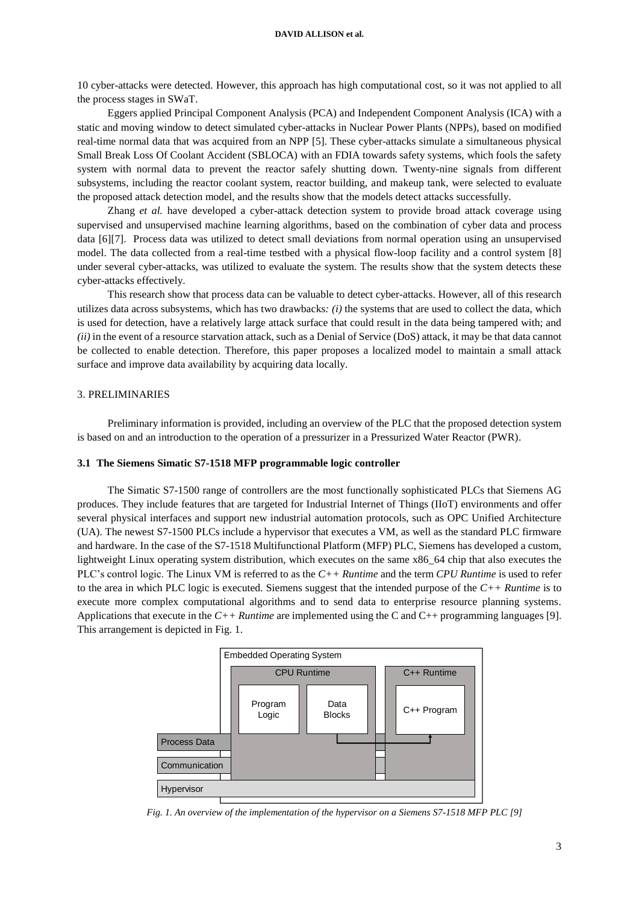10 cyber-attacks were detected. However, this approach has high computational cost, so it was not applied to all the process stages in SWaT.

Eggers applied Principal Component Analysis (PCA) and Independent Component Analysis (ICA) with a static and moving window to detect simulated cyber-attacks in Nuclear Power Plants (NPPs), based on modified real-time normal data that was acquired from an NPP [5]. These cyber-attacks simulate a simultaneous physical Small Break Loss Of Coolant Accident (SBLOCA) with an FDIA towards safety systems, which fools the safety system with normal data to prevent the reactor safely shutting down. Twenty-nine signals from different subsystems, including the reactor coolant system, reactor building, and makeup tank, were selected to evaluate the proposed attack detection model, and the results show that the models detect attacks successfully.

Zhang *et al.* have developed a cyber-attack detection system to provide broad attack coverage using supervised and unsupervised machine learning algorithms, based on the combination of cyber data and process data [6][7]. Process data was utilized to detect small deviations from normal operation using an unsupervised model. The data collected from a real-time testbed with a physical flow-loop facility and a control system [8] under several cyber-attacks, was utilized to evaluate the system. The results show that the system detects these cyber-attacks effectively.

This research show that process data can be valuable to detect cyber-attacks. However, all of this research utilizes data across subsystems, which has two drawbacks*: (i)* the systems that are used to collect the data, which is used for detection, have a relatively large attack surface that could result in the data being tampered with; and *(ii)* in the event of a resource starvation attack, such as a Denial of Service (DoS) attack, it may be that data cannot be collected to enable detection. Therefore, this paper proposes a localized model to maintain a small attack surface and improve data availability by acquiring data locally.

## 3. PRELIMINARIES

Preliminary information is provided, including an overview of the PLC that the proposed detection system is based on and an introduction to the operation of a pressurizer in a Pressurized Water Reactor (PWR).

### 3.1 The Siemens Simatic S7-1518 MFP programmable logic controller

The Simatic S7-1500 range of controllers are the most functionally sophisticated PLCs that Siemens AG produces. They include features that are targeted for Industrial Internet of Things (IIoT) environments and offer several physical interfaces and support new industrial automation protocols, such as OPC Unified Architecture (UA). The newest S7-1500 PLCs include a hypervisor that executes a VM, as well as the standard PLC firmware and hardware. In the case of the S7-1518 Multifunctional Platform (MFP) PLC, Siemens has developed a custom, lightweight Linux operating system distribution, which executes on the same x86_64 chip that also executes the PLC's control logic. The Linux VM is referred to as the *C++ Runtime* and the term *CPU Runtime* is used to refer to the area in which PLC logic is executed. Siemens suggest that the intended purpose of the *C++ Runtime* is to execute more complex computational algorithms and to send data to enterprise resource planning systems. Applications that execute in the *C++ Runtime* are implemented using the C and C++ programming languages [9]. This arrangement is depicted in Fig. 1.

Embedded Operating System

CPU Runtime

C++ Runtime

Program Logic

Data Blocks

C++ Program

Process Data

Communication

Hypervisor

*Fig. 1. An overview of the implementation of the hypervisor on a Siemens S7-1518 MFP PLC [9]*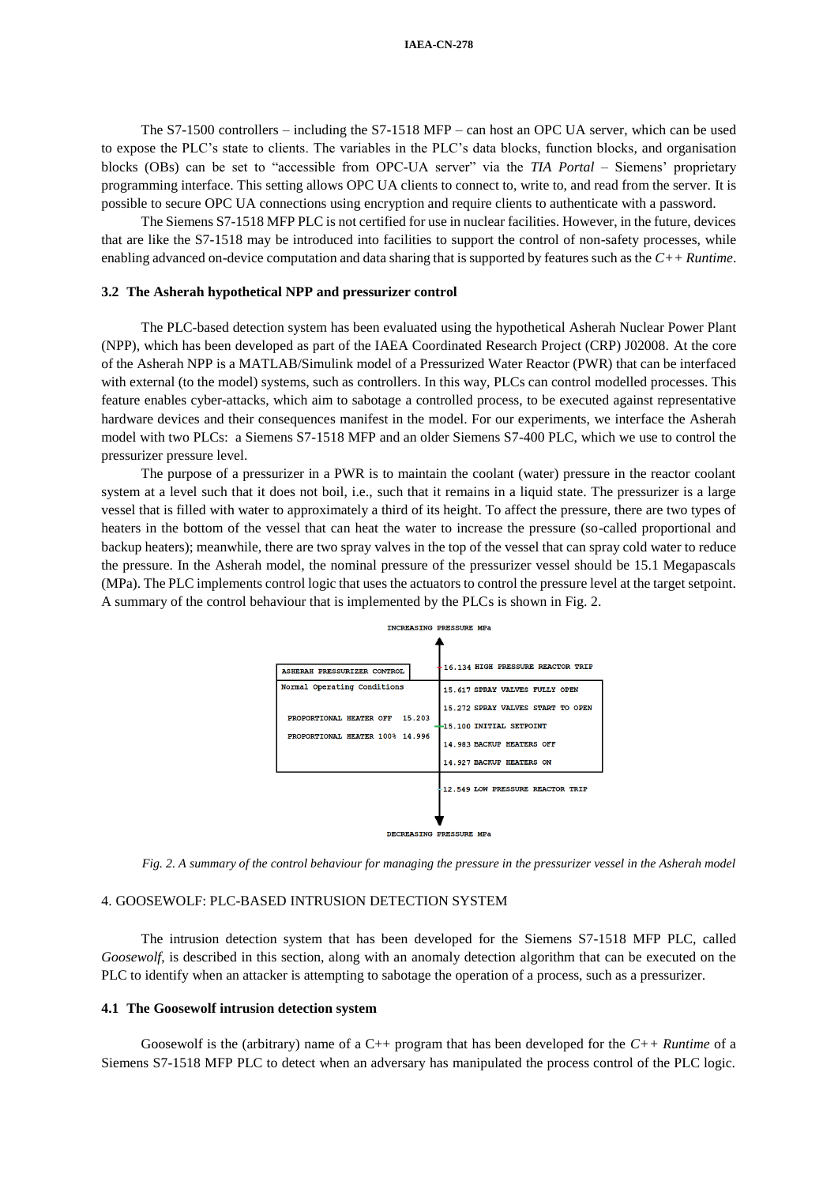The S7-1500 controllers – including the S7-1518 MFP – can host an OPC UA server, which can be used to expose the PLC's state to clients. The variables in the PLC's data blocks, function blocks, and organisation blocks (OBs) can be set to "accessible from OPC-UA server" via the *TIA Portal* – Siemens' proprietary programming interface. This setting allows OPC UA clients to connect to, write to, and read from the server. It is possible to secure OPC UA connections using encryption and require clients to authenticate with a password.

The Siemens S7-1518 MFP PLC is not certified for use in nuclear facilities. However, in the future, devices that are like the S7-1518 may be introduced into facilities to support the control of non-safety processes, while enabling advanced on-device computation and data sharing that is supported by features such as the *C++ Runtime*.

### 3.2 The Asherah hypothetical NPP and pressurizer control

The PLC-based detection system has been evaluated using the hypothetical Asherah Nuclear Power Plant (NPP), which has been developed as part of the IAEA Coordinated Research Project (CRP) J02008. At the core of the Asherah NPP is a MATLAB/Simulink model of a Pressurized Water Reactor (PWR) that can be interfaced with external (to the model) systems, such as controllers. In this way, PLCs can control modelled processes. This feature enables cyber-attacks, which aim to sabotage a controlled process, to be executed against representative hardware devices and their consequences manifest in the model. For our experiments, we interface the Asherah model with two PLCs: a Siemens S7-1518 MFP and an older Siemens S7-400 PLC, which we use to control the pressurizer pressure level.

The purpose of a pressurizer in a PWR is to maintain the coolant (water) pressure in the reactor coolant system at a level such that it does not boil, i.e., such that it remains in a liquid state. The pressurizer is a large vessel that is filled with water to approximately a third of its height. To affect the pressure, there are two types of heaters in the bottom of the vessel that can heat the water to increase the pressure (so-called proportional and backup heaters); meanwhile, there are two spray valves in the top of the vessel that can spray cold water to reduce the pressure. In the Asherah model, the nominal pressure of the pressurizer vessel should be 15.1 Megapascals (MPa). The PLC implements control logic that uses the actuators to control the pressure level at the target setpoint. A summary of the control behaviour that is implemented by the PLCs is shown in Fig. 2.

INCREASING PRESSURE MPa

ASHERAH PRESSURIZER CONTROL

Normal Operating Conditions

PROPORTIONAL HEATER OFF 15.203

PROPORTIONAL HEATER 100% 14.996

16.134 HIGH PRESSURE REACTOR TRIP

15.617 SPRAY VALVES FULLY OPEN

15.272 SPRAY VALVES START TO OPEN

15.100 INITIAL SETPOINT

14.983 BACKUP HEATERS OFF

14.927 BACKUP HEATERS ON

12.549 LOW PRESSURE REACTOR TRIP

DECREASING PRESSURE MPa

*Fig. 2. A summary of the control behaviour for managing the pressure in the pressurizer vessel in the Asherah model*

## 4. GOOSEWOLF: PLC-BASED INTRUSION DETECTION SYSTEM

The intrusion detection system that has been developed for the Siemens S7-1518 MFP PLC, called *Goosewolf*, is described in this section, along with an anomaly detection algorithm that can be executed on the PLC to identify when an attacker is attempting to sabotage the operation of a process, such as a pressurizer.

### 4.1 The Goosewolf intrusion detection system

Goosewolf is the (arbitrary) name of a C++ program that has been developed for the *C++ Runtime* of a Siemens S7-1518 MFP PLC to detect when an adversary has manipulated the process control of the PLC logic.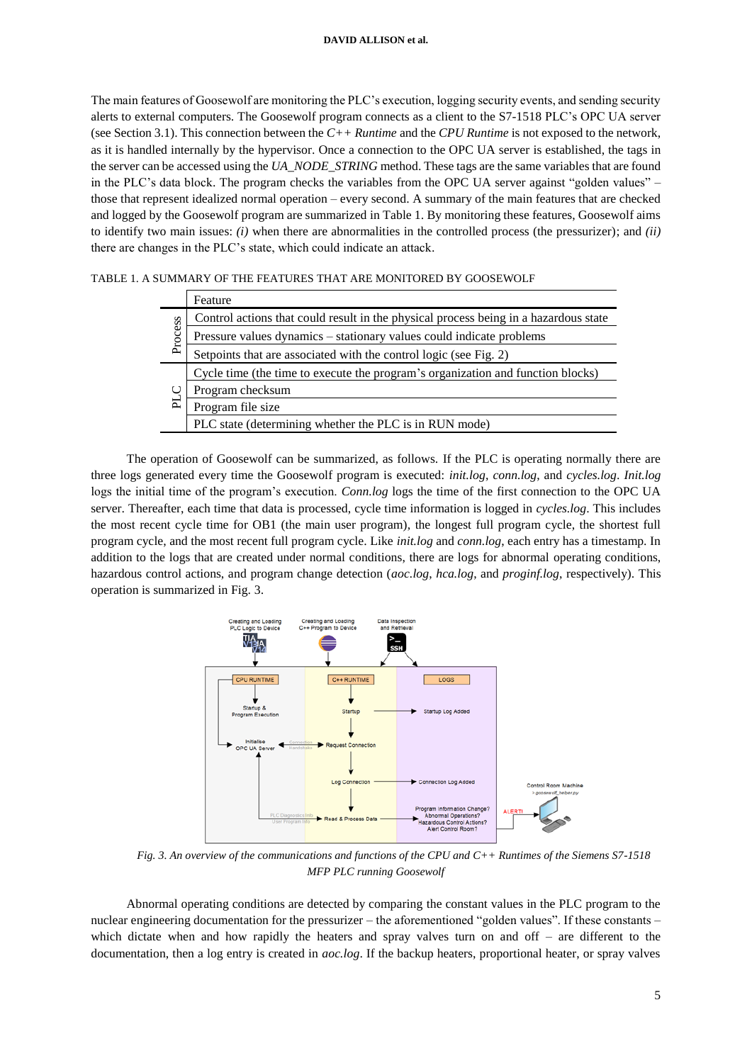The main features of Goosewolf are monitoring the PLC's execution, logging security events, and sending security alerts to external computers. The Goosewolf program connects as a client to the S7-1518 PLC's OPC UA server (see Section 3.1). This connection between the *C++ Runtime* and the *CPU Runtime* is not exposed to the network, as it is handled internally by the hypervisor. Once a connection to the OPC UA server is established, the tags in the server can be accessed using the *UA_NODE_STRING* method. These tags are the same variables that are found in the PLC's data block. The program checks the variables from the OPC UA server against "golden values" – those that represent idealized normal operation – every second. A summary of the main features that are checked and logged by the Goosewolf program are summarized in Table 1. By monitoring these features, Goosewolf aims to identify two main issues: *(i)* when there are abnormalities in the controlled process (the pressurizer); and *(ii)* there are changes in the PLC's state, which could indicate an attack.

TABLE 1. A SUMMARY OF THE FEATURES THAT ARE MONITORED BY GOOSEWOLF

| | Feature |
|---|---|
| Process | Control actions that could result in the physical process being in a hazardous state |
| | Pressure values dynamics – stationary values could indicate problems |
| | Setpoints that are associated with the control logic (see Fig. 2) |
| PLC | Cycle time (the time to execute the program's organization and function blocks) |
| | Program checksum |
| | Program file size |
| | PLC state (determining whether the PLC is in RUN mode) |

The operation of Goosewolf can be summarized, as follows. If the PLC is operating normally there are three logs generated every time the Goosewolf program is executed: *init.log*, *conn.log*, and *cycles.log*. *Init.log* logs the initial time of the program's execution. *Conn.log* logs the time of the first connection to the OPC UA server. Thereafter, each time that data is processed, cycle time information is logged in *cycles.log*. This includes the most recent cycle time for OB1 (the main user program), the longest full program cycle, the shortest full program cycle, and the most recent full program cycle. Like *init.log* and *conn.log*, each entry has a timestamp. In addition to the logs that are created under normal conditions, there are logs for abnormal operating conditions, hazardous control actions, and program change detection (*aoc.log*, *hca.log*, and *proginf.log*, respectively). This operation is summarized in Fig. 3.

Creating and Loading PLC Logic to Device
Creating and Loading C++ Program to Device
Data Inspection and Retrieval
CPU RUNTIME
C++ RUNTIME
LOGS
Startup & Program Execution
Startup
Startup Log Added
Initialise OPC UA Server
Connection Handshake
Request Connection
Log Connection
Connection Log Added
Control Room Machine
> goosewolf_helper.py
PLC Diagnostics Info
User Program Info
Read & Process Data
Program Information Change?
Abnormal Operations?
Hazardous Control Actions?
Alert Control Room?
ALERT!

*Fig. 3. An overview of the communications and functions of the CPU and C++ Runtimes of the Siemens S7-1518 MFP PLC running Goosewolf*

Abnormal operating conditions are detected by comparing the constant values in the PLC program to the nuclear engineering documentation for the pressurizer – the aforementioned "golden values". If these constants – which dictate when and how rapidly the heaters and spray valves turn on and off – are different to the documentation, then a log entry is created in *aoc.log*. If the backup heaters, proportional heater, or spray valves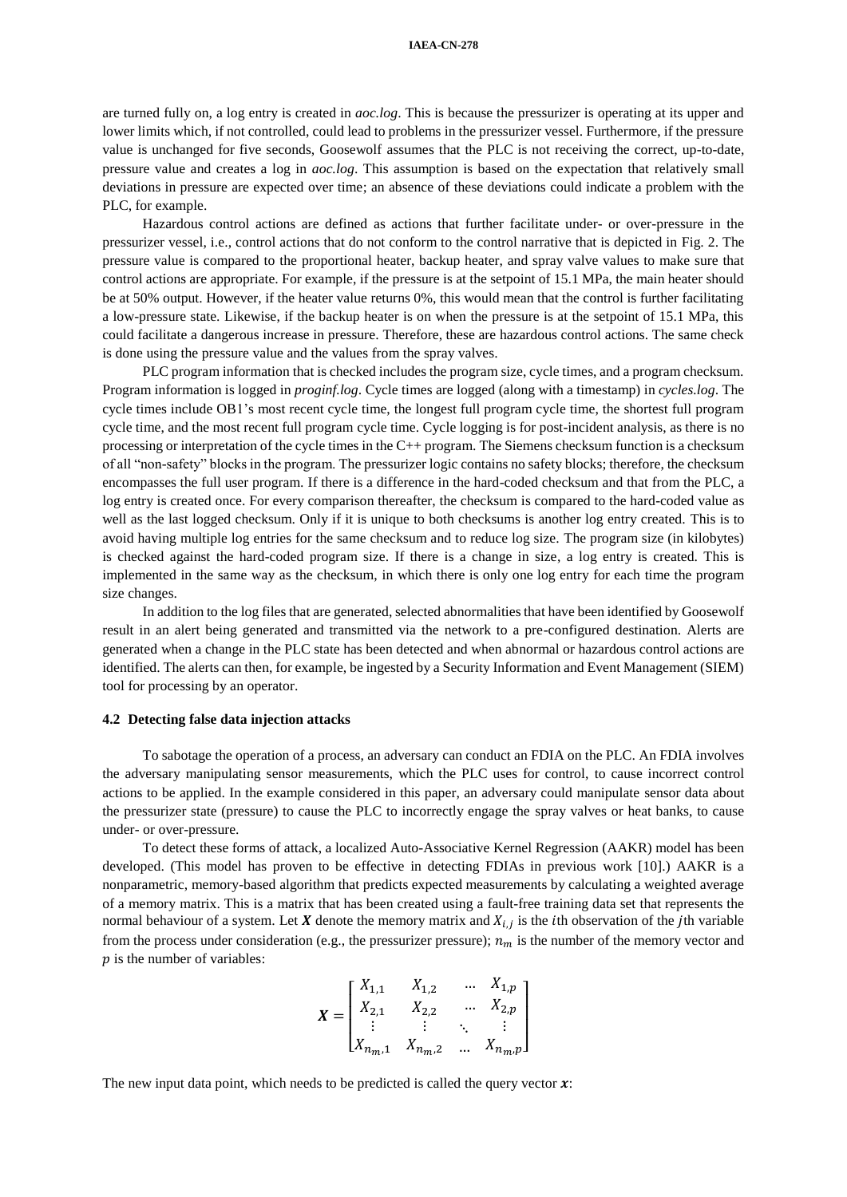are turned fully on, a log entry is created in *aoc.log*. This is because the pressurizer is operating at its upper and lower limits which, if not controlled, could lead to problems in the pressurizer vessel. Furthermore, if the pressure value is unchanged for five seconds, Goosewolf assumes that the PLC is not receiving the correct, up-to-date, pressure value and creates a log in *aoc.log*. This assumption is based on the expectation that relatively small deviations in pressure are expected over time; an absence of these deviations could indicate a problem with the PLC, for example.

Hazardous control actions are defined as actions that further facilitate under- or over-pressure in the pressurizer vessel, i.e., control actions that do not conform to the control narrative that is depicted in Fig. 2. The pressure value is compared to the proportional heater, backup heater, and spray valve values to make sure that control actions are appropriate. For example, if the pressure is at the setpoint of 15.1 MPa, the main heater should be at 50% output. However, if the heater value returns 0%, this would mean that the control is further facilitating a low-pressure state. Likewise, if the backup heater is on when the pressure is at the setpoint of 15.1 MPa, this could facilitate a dangerous increase in pressure. Therefore, these are hazardous control actions. The same check is done using the pressure value and the values from the spray valves.

PLC program information that is checked includes the program size, cycle times, and a program checksum. Program information is logged in *proginf.log*. Cycle times are logged (along with a timestamp) in *cycles.log*. The cycle times include OB1's most recent cycle time, the longest full program cycle time, the shortest full program cycle time, and the most recent full program cycle time. Cycle logging is for post-incident analysis, as there is no processing or interpretation of the cycle times in the C++ program. The Siemens checksum function is a checksum of all "non-safety" blocks in the program. The pressurizer logic contains no safety blocks; therefore, the checksum encompasses the full user program. If there is a difference in the hard-coded checksum and that from the PLC, a log entry is created once. For every comparison thereafter, the checksum is compared to the hard-coded value as well as the last logged checksum. Only if it is unique to both checksums is another log entry created. This is to avoid having multiple log entries for the same checksum and to reduce log size. The program size (in kilobytes) is checked against the hard-coded program size. If there is a change in size, a log entry is created. This is implemented in the same way as the checksum, in which there is only one log entry for each time the program size changes.

In addition to the log files that are generated, selected abnormalities that have been identified by Goosewolf result in an alert being generated and transmitted via the network to a pre-configured destination. Alerts are generated when a change in the PLC state has been detected and when abnormal or hazardous control actions are identified. The alerts can then, for example, be ingested by a Security Information and Event Management (SIEM) tool for processing by an operator.

### 4.2 Detecting false data injection attacks

To sabotage the operation of a process, an adversary can conduct an FDIA on the PLC. An FDIA involves the adversary manipulating sensor measurements, which the PLC uses for control, to cause incorrect control actions to be applied. In the example considered in this paper, an adversary could manipulate sensor data about the pressurizer state (pressure) to cause the PLC to incorrectly engage the spray valves or heat banks, to cause under- or over-pressure.

To detect these forms of attack, a localized Auto-Associative Kernel Regression (AAKR) model has been developed. (This model has proven to be effective in detecting FDIAs in previous work [10].) AAKR is a nonparametric, memory-based algorithm that predicts expected measurements by calculating a weighted average of a memory matrix. This is a matrix that has been created using a fault-free training data set that represents the normal behaviour of a system. Let $\boldsymbol{X}$ denote the memory matrix and $X_{i,j}$ is the $i$th observation of the $j$th variable from the process under consideration (e.g., the pressurizer pressure); $n_m$ is the number of the memory vector and $p$ is the number of variables:

$$\boldsymbol{X} = \begin{bmatrix} X_{1,1} & X_{1,2} & \dots & X_{1,p} \\ X_{2,1} & X_{2,2} & \dots & X_{2,p} \\ \vdots & \vdots & \ddots & \vdots \\ X_{n_m,1} & X_{n_m,2} & \dots & X_{n_m,p} \end{bmatrix}$$

The new input data point, which needs to be predicted is called the query vector $\boldsymbol{x}$: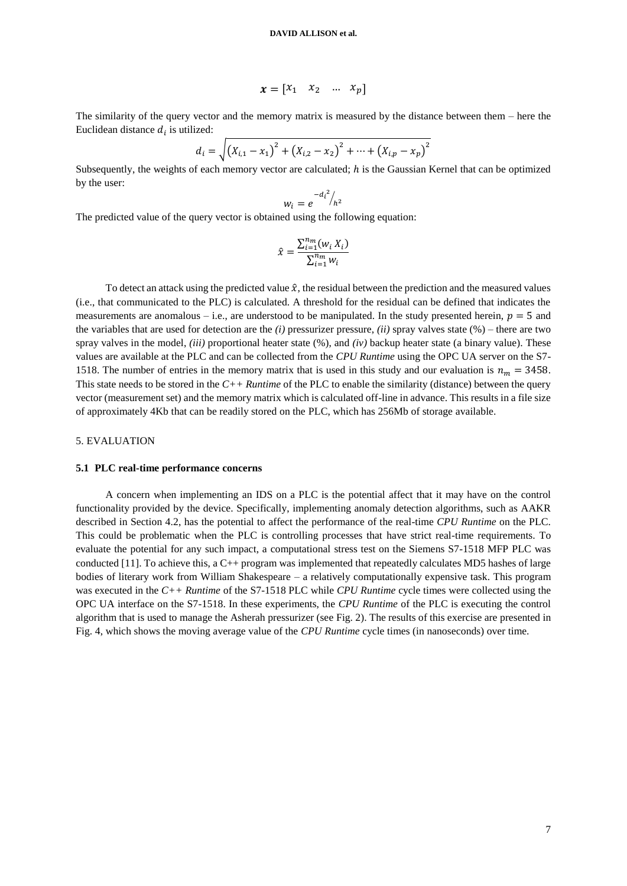$$\boldsymbol{x} = [x_1 \quad x_2 \quad \dots \quad x_p]$$

The similarity of the query vector and the memory matrix is measured by the distance between them – here the Euclidean distance $d_i$ is utilized:

$$d_i = \sqrt{\left(X_{i,1} - x_1\right)^2 + \left(X_{i,2} - x_2\right)^2 + \dots + \left(X_{i,p} - x_p\right)^2}$$

Subsequently, the weights of each memory vector are calculated; $h$ is the Gaussian Kernel that can be optimized by the user:

$$w_i = e^{-d_i^2 / h^2}$$

The predicted value of the query vector is obtained using the following equation:

$$\hat{x} = \frac{\sum_{i=1}^{n_m}(w_i X_i)}{\sum_{i=1}^{n_m} w_i}$$

To detect an attack using the predicted value $\hat{x}$, the residual between the prediction and the measured values (i.e., that communicated to the PLC) is calculated. A threshold for the residual can be defined that indicates the measurements are anomalous – i.e., are understood to be manipulated. In the study presented herein, $p = 5$ and the variables that are used for detection are the *(i)* pressurizer pressure, *(ii)* spray valves state (%) – there are two spray valves in the model, *(iii)* proportional heater state (%), and *(iv)* backup heater state (a binary value). These values are available at the PLC and can be collected from the *CPU Runtime* using the OPC UA server on the S7-1518. The number of entries in the memory matrix that is used in this study and our evaluation is $n_m = 3458$. This state needs to be stored in the *C++ Runtime* of the PLC to enable the similarity (distance) between the query vector (measurement set) and the memory matrix which is calculated off-line in advance. This results in a file size of approximately 4Kb that can be readily stored on the PLC, which has 256Mb of storage available.

## 5. EVALUATION

### 5.1 PLC real-time performance concerns

A concern when implementing an IDS on a PLC is the potential affect that it may have on the control functionality provided by the device. Specifically, implementing anomaly detection algorithms, such as AAKR described in Section 4.2, has the potential to affect the performance of the real-time *CPU Runtime* on the PLC. This could be problematic when the PLC is controlling processes that have strict real-time requirements. To evaluate the potential for any such impact, a computational stress test on the Siemens S7-1518 MFP PLC was conducted [11]. To achieve this, a C++ program was implemented that repeatedly calculates MD5 hashes of large bodies of literary work from William Shakespeare – a relatively computationally expensive task. This program was executed in the *C++ Runtime* of the S7-1518 PLC while *CPU Runtime* cycle times were collected using the OPC UA interface on the S7-1518. In these experiments, the *CPU Runtime* of the PLC is executing the control algorithm that is used to manage the Asherah pressurizer (see Fig. 2). The results of this exercise are presented in Fig. 4, which shows the moving average value of the *CPU Runtime* cycle times (in nanoseconds) over time.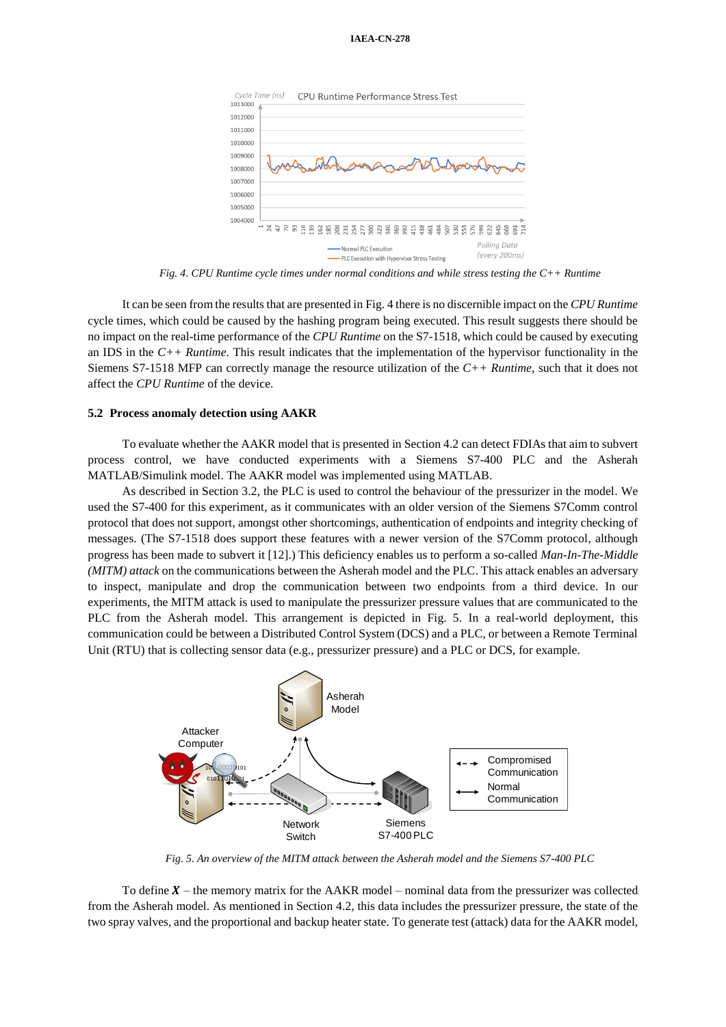CPU Runtime Performance Stress Test

Cycle Time (ns)

1013000
1012000
1011000
1010000
1009000
1008000
1007000
1006000
1005000
1004000

1 24 47 70 93 116 139 162 185 208 231 254 277 300 323 346 369 392 415 438 461 484 507 530 553 576 599 622 645 668 691 714

Normal PLC Execution
PLC Execution with Hypervisor Stress Testing

Polling Data (every 200ms)

*Fig. 4. CPU Runtime cycle times under normal conditions and while stress testing the C++ Runtime*

It can be seen from the results that are presented in Fig. 4 there is no discernible impact on the *CPU Runtime* cycle times, which could be caused by the hashing program being executed. This result suggests there should be no impact on the real-time performance of the *CPU Runtime* on the S7-1518, which could be caused by executing an IDS in the *C++ Runtime*. This result indicates that the implementation of the hypervisor functionality in the Siemens S7-1518 MFP can correctly manage the resource utilization of the *C++ Runtime*, such that it does not affect the *CPU Runtime* of the device.

## 5.2 Process anomaly detection using AAKR

To evaluate whether the AAKR model that is presented in Section 4.2 can detect FDIAs that aim to subvert process control, we have conducted experiments with a Siemens S7-400 PLC and the Asherah MATLAB/Simulink model. The AAKR model was implemented using MATLAB.

As described in Section 3.2, the PLC is used to control the behaviour of the pressurizer in the model. We used the S7-400 for this experiment, as it communicates with an older version of the Siemens S7Comm control protocol that does not support, amongst other shortcomings, authentication of endpoints and integrity checking of messages. (The S7-1518 does support these features with a newer version of the S7Comm protocol, although progress has been made to subvert it [12].) This deficiency enables us to perform a so-called *Man-In-The-Middle (MITM) attack* on the communications between the Asherah model and the PLC. This attack enables an adversary to inspect, manipulate and drop the communication between two endpoints from a third device. In our experiments, the MITM attack is used to manipulate the pressurizer pressure values that are communicated to the PLC from the Asherah model. This arrangement is depicted in Fig. 5. In a real-world deployment, this communication could be between a Distributed Control System (DCS) and a PLC, or between a Remote Terminal Unit (RTU) that is collecting sensor data (e.g., pressurizer pressure) and a PLC or DCS, for example.

Asherah Model

Attacker Computer

Network Switch

Siemens S7-400 PLC

Compromised Communication

Normal Communication

*Fig. 5. An overview of the MITM attack between the Asherah model and the Siemens S7-400 PLC*

To define $\boldsymbol{X}$ – the memory matrix for the AAKR model – nominal data from the pressurizer was collected from the Asherah model. As mentioned in Section 4.2, this data includes the pressurizer pressure, the state of the two spray valves, and the proportional and backup heater state. To generate test (attack) data for the AAKR model,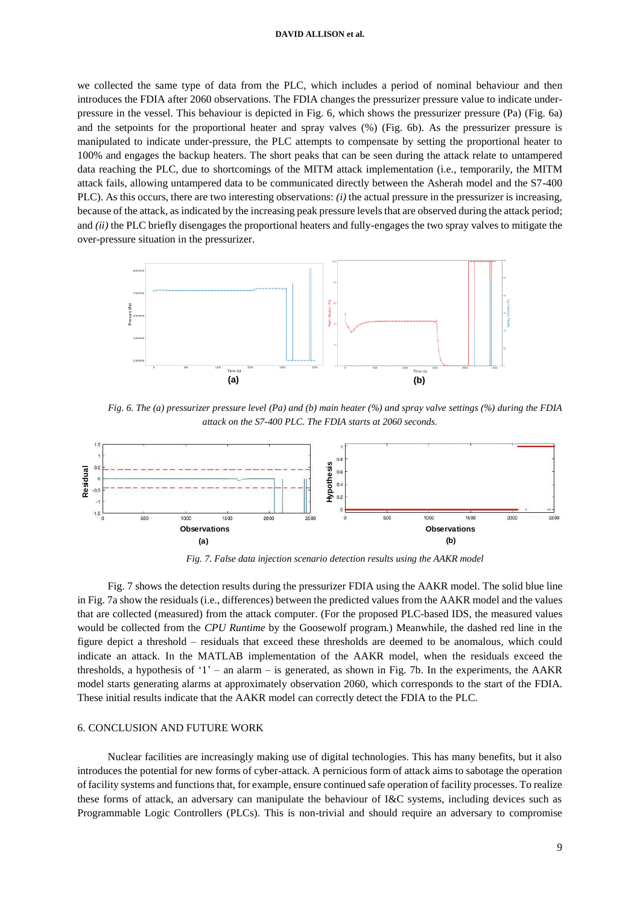we collected the same type of data from the PLC, which includes a period of nominal behaviour and then introduces the FDIA after 2060 observations. The FDIA changes the pressurizer pressure value to indicate under-pressure in the vessel. This behaviour is depicted in Fig. 6, which shows the pressurizer pressure (Pa) (Fig. 6a) and the setpoints for the proportional heater and spray valves (%) (Fig. 6b). As the pressurizer pressure is manipulated to indicate under-pressure, the PLC attempts to compensate by setting the proportional heater to 100% and engages the backup heaters. The short peaks that can be seen during the attack relate to untampered data reaching the PLC, due to shortcomings of the MITM attack implementation (i.e., temporarily, the MITM attack fails, allowing untampered data to be communicated directly between the Asherah model and the S7-400 PLC). As this occurs, there are two interesting observations: *(i)* the actual pressure in the pressurizer is increasing, because of the attack, as indicated by the increasing peak pressure levels that are observed during the attack period; and *(ii)* the PLC briefly disengages the proportional heaters and fully-engages the two spray valves to mitigate the over-pressure situation in the pressurizer.

(a)

(b)

*Fig. 6. The (a) pressurizer pressure level (Pa) and (b) main heater (%) and spray valve settings (%) during the FDIA attack on the S7-400 PLC. The FDIA starts at 2060 seconds.*

Residual

Observations

(a)

Hypothesis

Observations

(b)

*Fig. 7. False data injection scenario detection results using the AAKR model*

Fig. 7 shows the detection results during the pressurizer FDIA using the AAKR model. The solid blue line in Fig. 7a show the residuals (i.e., differences) between the predicted values from the AAKR model and the values that are collected (measured) from the attack computer. (For the proposed PLC-based IDS, the measured values would be collected from the *CPU Runtime* by the Goosewolf program.) Meanwhile, the dashed red line in the figure depict a threshold – residuals that exceed these thresholds are deemed to be anomalous, which could indicate an attack. In the MATLAB implementation of the AAKR model, when the residuals exceed the thresholds, a hypothesis of '1' – an alarm – is generated, as shown in Fig. 7b. In the experiments, the AAKR model starts generating alarms at approximately observation 2060, which corresponds to the start of the FDIA. These initial results indicate that the AAKR model can correctly detect the FDIA to the PLC.

## 6. CONCLUSION AND FUTURE WORK

Nuclear facilities are increasingly making use of digital technologies. This has many benefits, but it also introduces the potential for new forms of cyber-attack. A pernicious form of attack aims to sabotage the operation of facility systems and functions that, for example, ensure continued safe operation of facility processes. To realize these forms of attack, an adversary can manipulate the behaviour of I&C systems, including devices such as Programmable Logic Controllers (PLCs). This is non-trivial and should require an adversary to compromise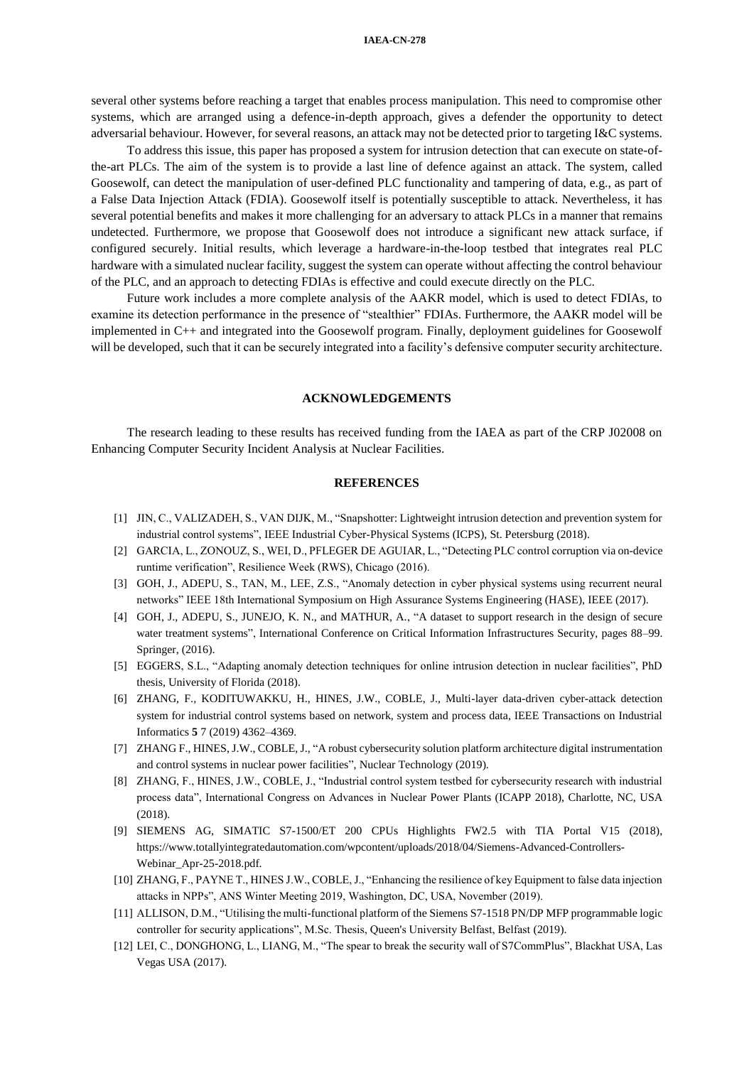several other systems before reaching a target that enables process manipulation. This need to compromise other systems, which are arranged using a defence-in-depth approach, gives a defender the opportunity to detect adversarial behaviour. However, for several reasons, an attack may not be detected prior to targeting I&C systems.

To address this issue, this paper has proposed a system for intrusion detection that can execute on state-of-the-art PLCs. The aim of the system is to provide a last line of defence against an attack. The system, called Goosewolf, can detect the manipulation of user-defined PLC functionality and tampering of data, e.g., as part of a False Data Injection Attack (FDIA). Goosewolf itself is potentially susceptible to attack. Nevertheless, it has several potential benefits and makes it more challenging for an adversary to attack PLCs in a manner that remains undetected. Furthermore, we propose that Goosewolf does not introduce a significant new attack surface, if configured securely. Initial results, which leverage a hardware-in-the-loop testbed that integrates real PLC hardware with a simulated nuclear facility, suggest the system can operate without affecting the control behaviour of the PLC, and an approach to detecting FDIAs is effective and could execute directly on the PLC.

Future work includes a more complete analysis of the AAKR model, which is used to detect FDIAs, to examine its detection performance in the presence of "stealthier" FDIAs. Furthermore, the AAKR model will be implemented in C++ and integrated into the Goosewolf program. Finally, deployment guidelines for Goosewolf will be developed, such that it can be securely integrated into a facility's defensive computer security architecture.

## ACKNOWLEDGEMENTS

The research leading to these results has received funding from the IAEA as part of the CRP J02008 on Enhancing Computer Security Incident Analysis at Nuclear Facilities.

## REFERENCES

[1] JIN, C., VALIZADEH, S., VAN DIJK, M., "Snapshotter: Lightweight intrusion detection and prevention system for industrial control systems", IEEE Industrial Cyber-Physical Systems (ICPS), St. Petersburg (2018).

[2] GARCIA, L., ZONOUZ, S., WEI, D., PFLEGER DE AGUIAR, L., "Detecting PLC control corruption via on-device runtime verification", Resilience Week (RWS), Chicago (2016).

[3] GOH, J., ADEPU, S., TAN, M., LEE, Z.S., "Anomaly detection in cyber physical systems using recurrent neural networks" IEEE 18th International Symposium on High Assurance Systems Engineering (HASE), IEEE (2017).

[4] GOH, J., ADEPU, S., JUNEJO, K. N., and MATHUR, A., "A dataset to support research in the design of secure water treatment systems", International Conference on Critical Information Infrastructures Security, pages 88–99. Springer, (2016).

[5] EGGERS, S.L., "Adapting anomaly detection techniques for online intrusion detection in nuclear facilities", PhD thesis, University of Florida (2018).

[6] ZHANG, F., KODITUWAKKU, H., HINES, J.W., COBLE, J., Multi-layer data-driven cyber-attack detection system for industrial control systems based on network, system and process data, IEEE Transactions on Industrial Informatics **5** 7 (2019) 4362–4369.

[7] ZHANG F., HINES, J.W., COBLE, J., "A robust cybersecurity solution platform architecture digital instrumentation and control systems in nuclear power facilities", Nuclear Technology (2019).

[8] ZHANG, F., HINES, J.W., COBLE, J., "Industrial control system testbed for cybersecurity research with industrial process data", International Congress on Advances in Nuclear Power Plants (ICAPP 2018), Charlotte, NC, USA (2018).

[9] SIEMENS AG, SIMATIC S7-1500/ET 200 CPUs Highlights FW2.5 with TIA Portal V15 (2018), https://www.totallyintegratedautomation.com/wpcontent/uploads/2018/04/Siemens-Advanced-Controllers-Webinar_Apr-25-2018.pdf.

[10] ZHANG, F., PAYNE T., HINES J.W., COBLE, J., "Enhancing the resilience of key Equipment to false data injection attacks in NPPs", ANS Winter Meeting 2019, Washington, DC, USA, November (2019).

[11] ALLISON, D.M., "Utilising the multi-functional platform of the Siemens S7-1518 PN/DP MFP programmable logic controller for security applications", M.Sc. Thesis, Queen's University Belfast, Belfast (2019).

[12] LEI, C., DONGHONG, L., LIANG, M., "The spear to break the security wall of S7CommPlus", Blackhat USA, Las Vegas USA (2017).